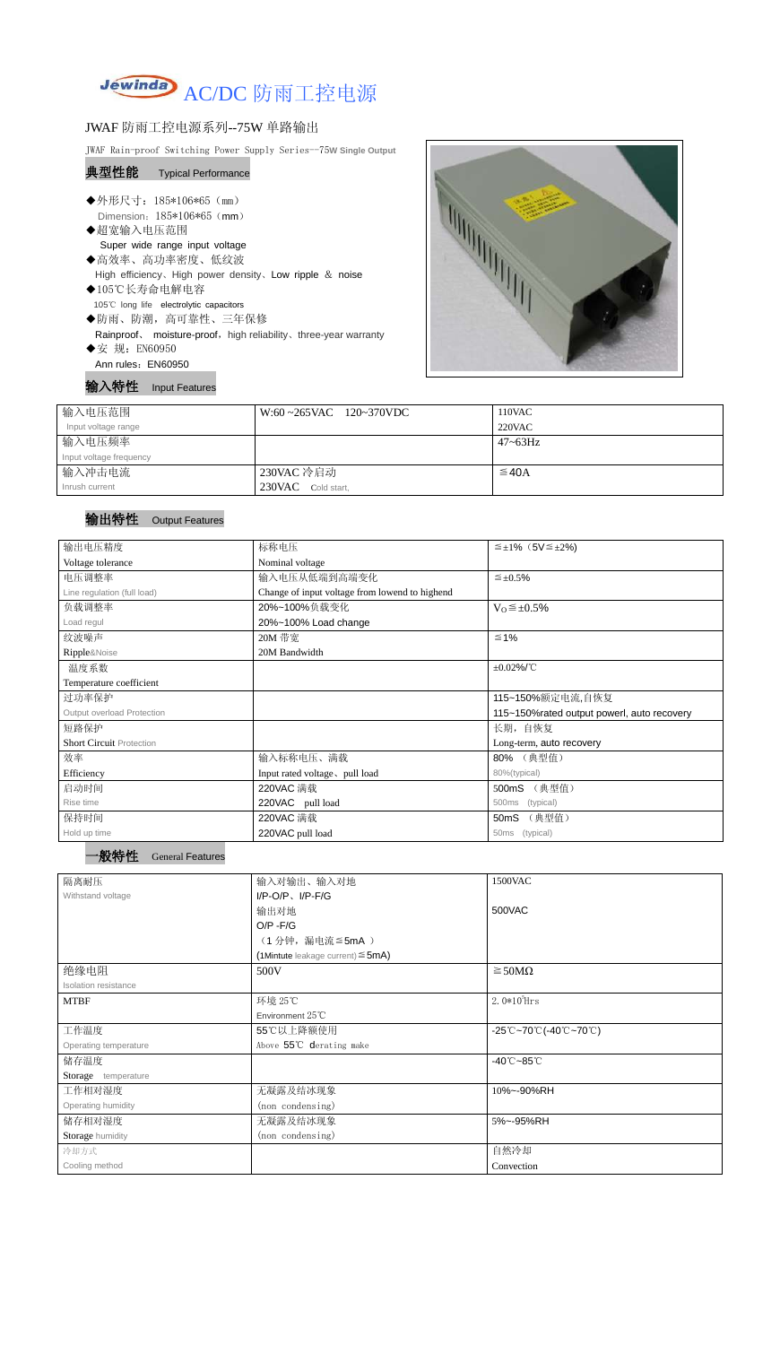# AC/DC 防雨工控电源

## JWAF 防雨工控电源系列--75W 单路输出

JWAF Rain-proof Switching Power Supply Series--75W Single Output

### 典型性能 Typical Performance

- ◆外形尺寸：185*106*65（mm）
  Dimension：185*106*65（mm）
- ◆超宽输入电压范围
  Super wide range input voltage
- ◆高效率、高功率密度、低纹波
  High efficiency、High power density、Low ripple ＆ noise
- ◆105℃长寿命电解电容
  105℃ long life electrolytic capacitors
- ◆防雨、防潮，高可靠性、三年保修
  Rainproof、 moisture-proof，high reliability、three-year warranty
- ◆安 规：EN60950
  Ann rules：EN60950

### 输入特性 Input Features

| | | |
|---|---|---|
| 输入电压范围<br>Input voltage range | W:60 ~265VAC 120~370VDC | 110VAC<br>220VAC |
| 输入电压频率<br>Input voltage frequency | | 47~63Hz |
| 输入冲击电流<br>Inrush current | 230VAC 冷启动<br>230VAC Cold start, | ≦40A |

### 输出特性 Output Features

| | | |
|---|---|---|
| 输出电压精度<br>Voltage tolerance | 标称电压<br>Nominal voltage | ≦±1%（5V≦±2%) |
| 电压调整率<br>Line regulation (full load) | 输入电压从低端到高端变化<br>Change of input voltage from lowend to highend | ≦±0.5% |
| 负载调整率<br>Load regul | 20%~100%负载变化<br>20%~100% Load change | $V_O$≦±0.5% |
| 纹波噪声<br>Ripple&Noise | 20M 带宽<br>20M Bandwidth | ≦1% |
| 温度系数<br>Temperature coefficient | | ±0.02%/℃ |
| 过功率保护<br>Output overload Protection | | 115~150%额定电流,自恢复<br>115~150%rated output powerl, auto recovery |
| 短路保护<br>Short Circuit Protection | | 长期，自恢复<br>Long-term, auto recovery |
| 效率<br>Efficiency | 输入标称电压、满载<br>Input rated voltage、pull load | 80% （典型值）<br>80%(typical) |
| 启动时间<br>Rise time | 220VAC 满载<br>220VAC pull load | 500mS （典型值）<br>500ms (typical) |
| 保持时间<br>Hold up time | 220VAC 满载<br>220VAC pull load | 50mS （典型值）<br>50ms (typical) |

### 一般特性 General Features

| | | |
|---|---|---|
| 隔离耐压<br>Withstand voltage | 输入对输出、输入对地<br>I/P-O/P、I/P-F/G | 1500VAC |
| | 输出对地<br>O/P -F/G<br>（1 分钟，漏电流≦5mA ）<br>(1Mintute leakage current)≦5mA) | 500VAC |
| 绝缘电阻<br>Isolation resistance | 500V | ≧50MΩ |
| MTBF | 环境 25℃<br>Environment 25℃ | $2.0*10^5$Hrs |
| 工作温度<br>Operating temperature | 55℃以上降额使用<br>Above 55℃ derating make | -25℃~70℃(-40℃~70℃) |
| 储存温度<br>Storage temperature | | -40℃~85℃ |
| 工作相对湿度<br>Operating humidity | 无凝露及结冰现象<br>(non condensing) | 10%~-90%RH |
| 储存相对湿度<br>Storage humidity | 无凝露及结冰现象<br>(non condensing) | 5%~-95%RH |
| 冷却方式<br>Cooling method | | 自然冷却<br>Convection |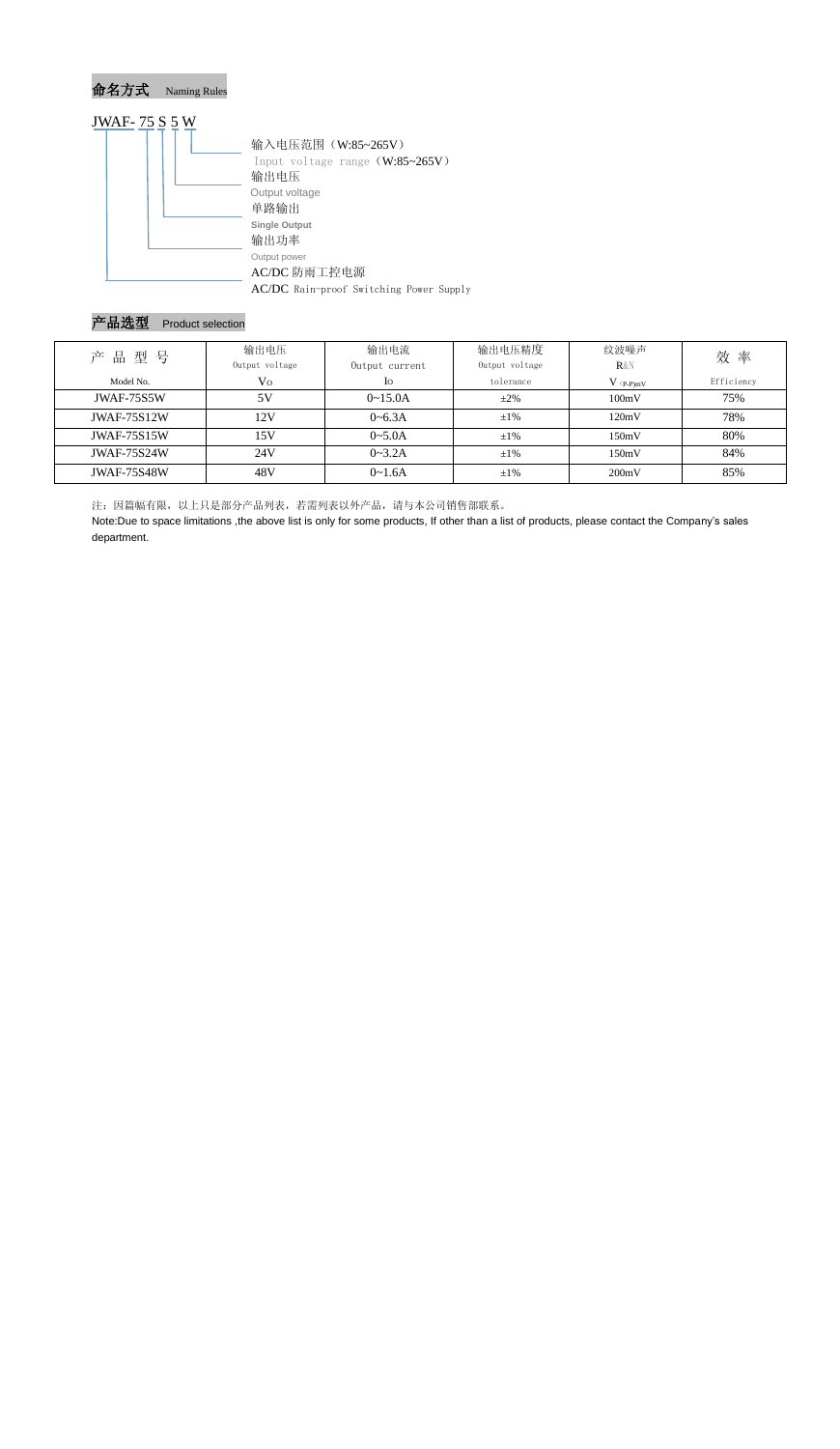## 命名方式 Naming Rules

JWAF- 75 S 5 W

- W：输入电压范围（W:85~265V）
  Input voltage range（W:85~265V）
- 5：输出电压
  Output voltage
- S：单路输出
  **Single Output**
- 75：输出功率
  Output power
- JWAF：AC/DC 防雨工控电源
  AC/DC Rain-proof Switching Power Supply

## 产品选型 Product selection

| 产品型号 Model No. | 输出电压 Output voltage Vo | 输出电流 Output current Io | 输出电压精度 Output voltage tolerance | 纹波噪声 R&N V (P-P)mV | 效率 Efficiency |
|---|---|---|---|---|---|
| JWAF-75S5W | 5V | 0~15.0A | ±2% | 100mV | 75% |
| JWAF-75S12W | 12V | 0~6.3A | ±1% | 120mV | 78% |
| JWAF-75S15W | 15V | 0~5.0A | ±1% | 150mV | 80% |
| JWAF-75S24W | 24V | 0~3.2A | ±1% | 150mV | 84% |
| JWAF-75S48W | 48V | 0~1.6A | ±1% | 200mV | 85% |

注：因篇幅有限，以上只是部分产品列表，若需列表以外产品，请与本公司销售部联系。

Note:Due to space limitations ,the above list is only for some products, If other than a list of products, please contact the Company's sales department.